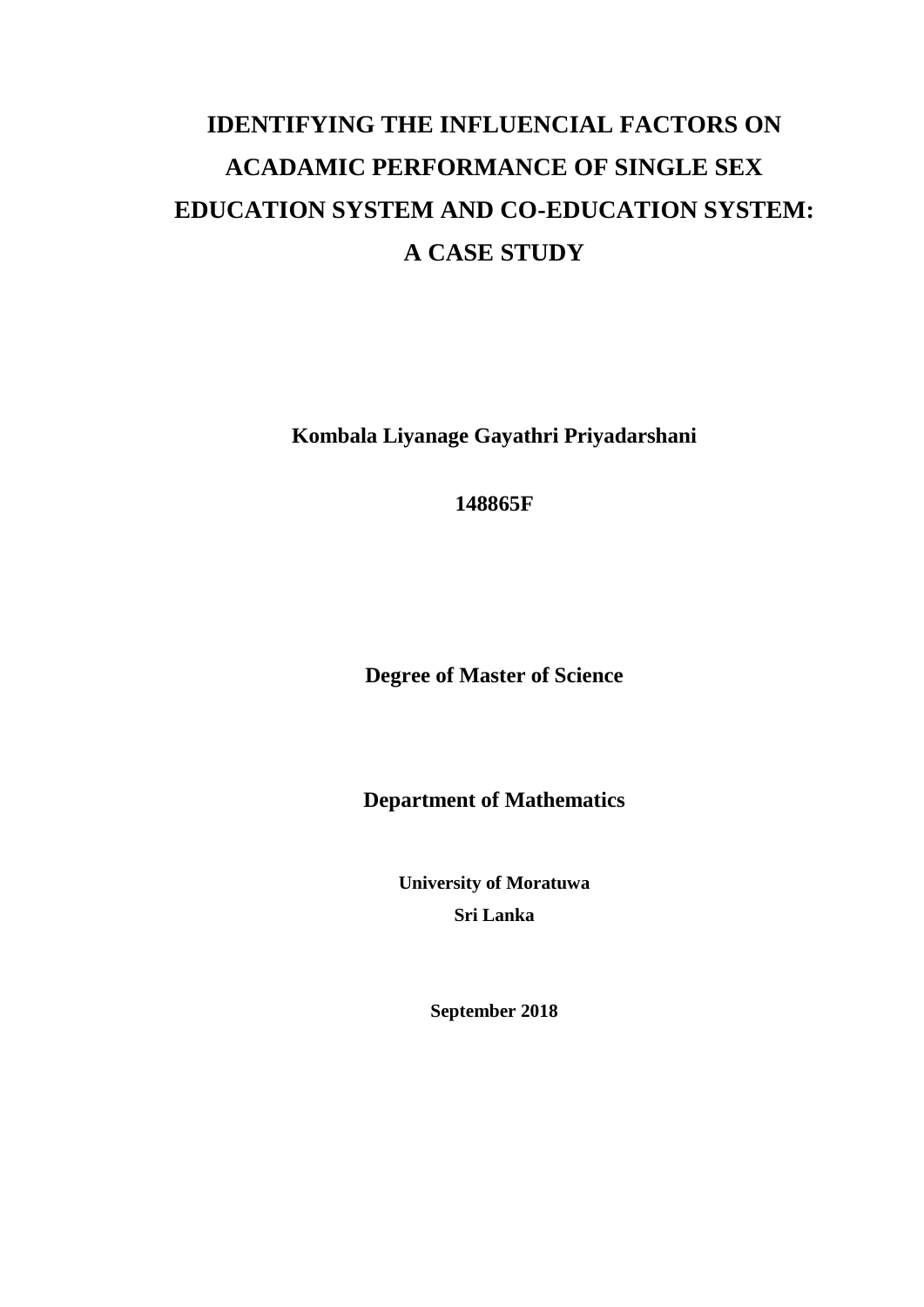# IDENTIFYING THE INFLUENCIAL FACTORS ON ACADAMIC PERFORMANCE OF SINGLE SEX EDUCATION SYSTEM AND CO-EDUCATION SYSTEM: A CASE STUDY

**Kombala Liyanage Gayathri Priyadarshani**

**148865F**

**Degree of Master of Science**

**Department of Mathematics**

**University of Moratuwa**
**Sri Lanka**

**September 2018**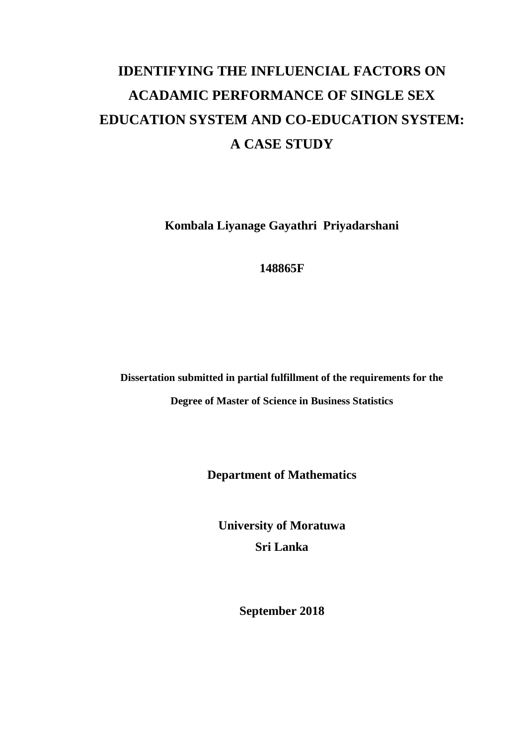# IDENTIFYING THE INFLUENCIAL FACTORS ON ACADAMIC PERFORMANCE OF SINGLE SEX EDUCATION SYSTEM AND CO-EDUCATION SYSTEM: A CASE STUDY

**Kombala Liyanage Gayathri Priyadarshani**

**148865F**

**Dissertation submitted in partial fulfillment of the requirements for the Degree of Master of Science in Business Statistics**

**Department of Mathematics**

**University of Moratuwa**
**Sri Lanka**

**September 2018**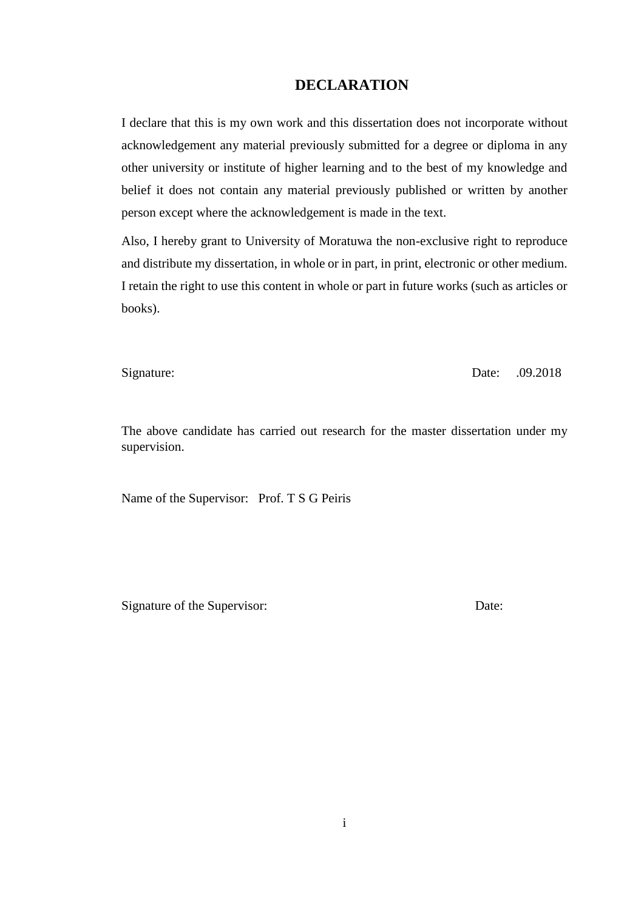# DECLARATION

I declare that this is my own work and this dissertation does not incorporate without acknowledgement any material previously submitted for a degree or diploma in any other university or institute of higher learning and to the best of my knowledge and belief it does not contain any material previously published or written by another person except where the acknowledgement is made in the text.

Also, I hereby grant to University of Moratuwa the non-exclusive right to reproduce and distribute my dissertation, in whole or in part, in print, electronic or other medium. I retain the right to use this content in whole or part in future works (such as articles or books).

Signature: Date: .09.2018

The above candidate has carried out research for the master dissertation under my supervision.

Name of the Supervisor: Prof. T S G Peiris

Signature of the Supervisor: Date: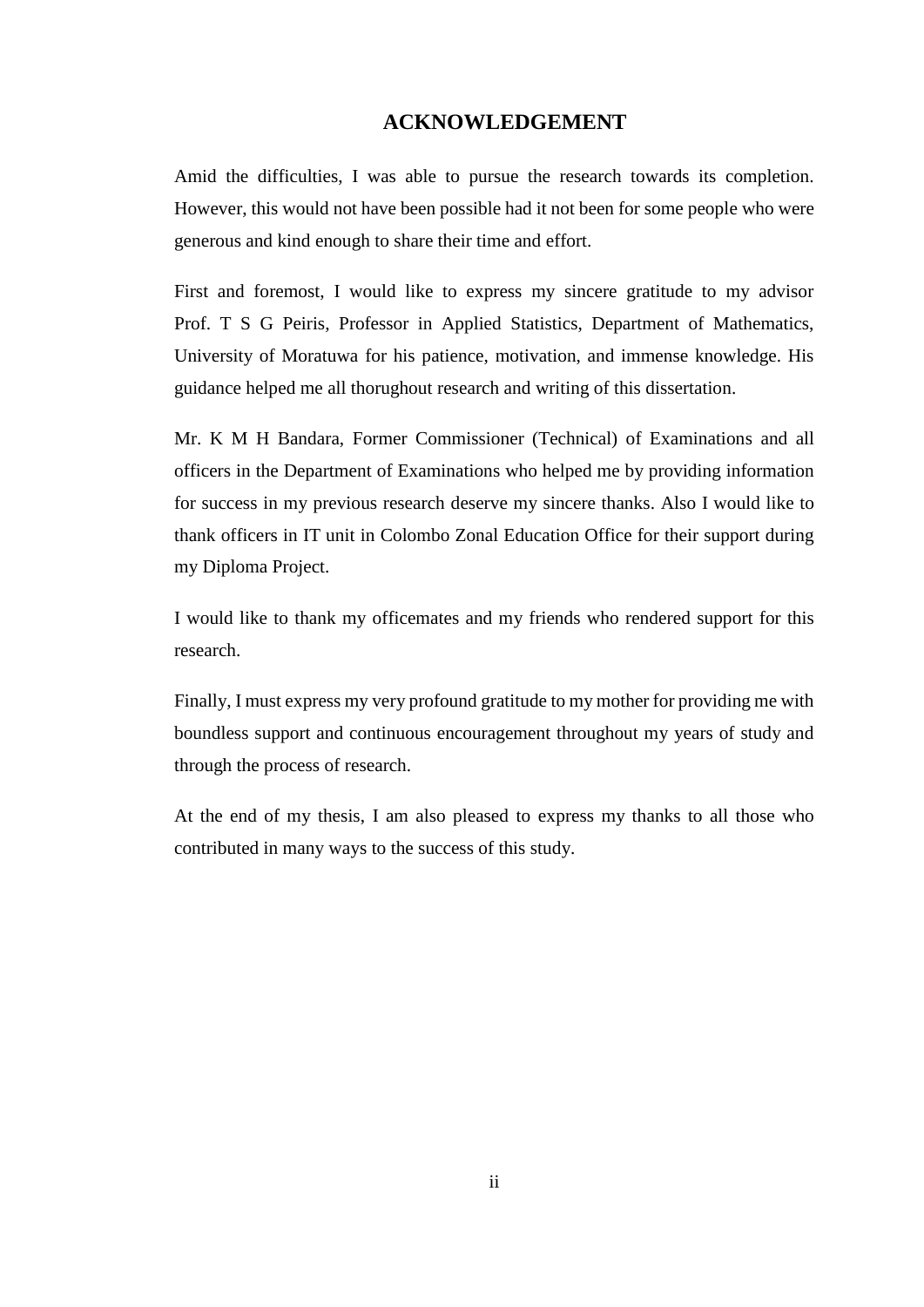# ACKNOWLEDGEMENT

Amid the difficulties, I was able to pursue the research towards its completion. However, this would not have been possible had it not been for some people who were generous and kind enough to share their time and effort.

First and foremost, I would like to express my sincere gratitude to my advisor Prof. T S G Peiris, Professor in Applied Statistics, Department of Mathematics, University of Moratuwa for his patience, motivation, and immense knowledge. His guidance helped me all thorughout research and writing of this dissertation.

Mr. K M H Bandara, Former Commissioner (Technical) of Examinations and all officers in the Department of Examinations who helped me by providing information for success in my previous research deserve my sincere thanks. Also I would like to thank officers in IT unit in Colombo Zonal Education Office for their support during my Diploma Project.

I would like to thank my officemates and my friends who rendered support for this research.

Finally, I must express my very profound gratitude to my mother for providing me with boundless support and continuous encouragement throughout my years of study and through the process of research.

At the end of my thesis, I am also pleased to express my thanks to all those who contributed in many ways to the success of this study.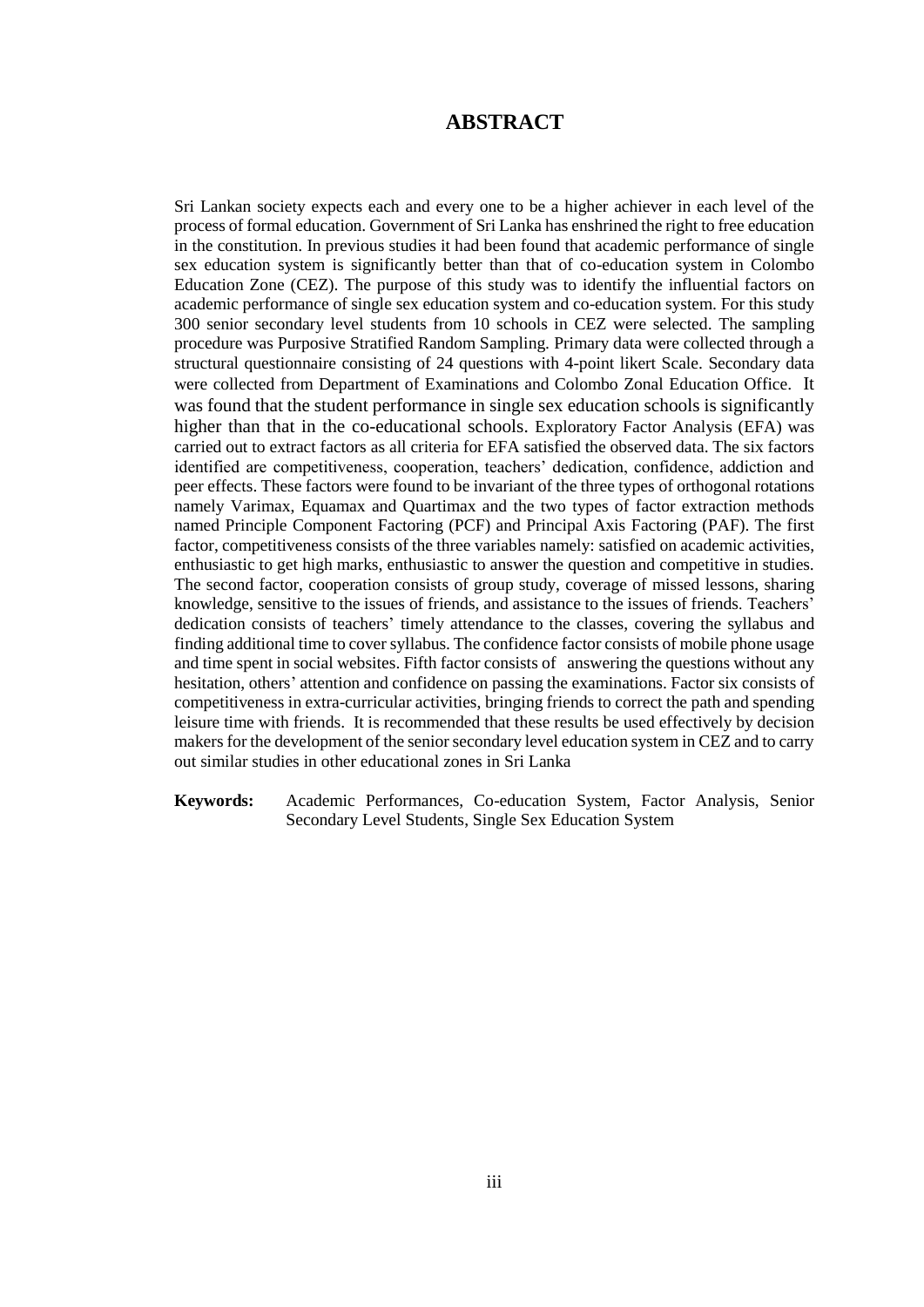# ABSTRACT

Sri Lankan society expects each and every one to be a higher achiever in each level of the process of formal education. Government of Sri Lanka has enshrined the right to free education in the constitution. In previous studies it had been found that academic performance of single sex education system is significantly better than that of co-education system in Colombo Education Zone (CEZ). The purpose of this study was to identify the influential factors on academic performance of single sex education system and co-education system. For this study 300 senior secondary level students from 10 schools in CEZ were selected. The sampling procedure was Purposive Stratified Random Sampling. Primary data were collected through a structural questionnaire consisting of 24 questions with 4-point likert Scale. Secondary data were collected from Department of Examinations and Colombo Zonal Education Office. It was found that the student performance in single sex education schools is significantly higher than that in the co-educational schools. Exploratory Factor Analysis (EFA) was carried out to extract factors as all criteria for EFA satisfied the observed data. The six factors identified are competitiveness, cooperation, teachers' dedication, confidence, addiction and peer effects. These factors were found to be invariant of the three types of orthogonal rotations namely Varimax, Equamax and Quartimax and the two types of factor extraction methods named Principle Component Factoring (PCF) and Principal Axis Factoring (PAF). The first factor, competitiveness consists of the three variables namely: satisfied on academic activities, enthusiastic to get high marks, enthusiastic to answer the question and competitive in studies. The second factor, cooperation consists of group study, coverage of missed lessons, sharing knowledge, sensitive to the issues of friends, and assistance to the issues of friends. Teachers' dedication consists of teachers' timely attendance to the classes, covering the syllabus and finding additional time to cover syllabus. The confidence factor consists of mobile phone usage and time spent in social websites. Fifth factor consists of answering the questions without any hesitation, others' attention and confidence on passing the examinations. Factor six consists of competitiveness in extra-curricular activities, bringing friends to correct the path and spending leisure time with friends. It is recommended that these results be used effectively by decision makers for the development of the senior secondary level education system in CEZ and to carry out similar studies in other educational zones in Sri Lanka

**Keywords:** Academic Performances, Co-education System, Factor Analysis, Senior Secondary Level Students, Single Sex Education System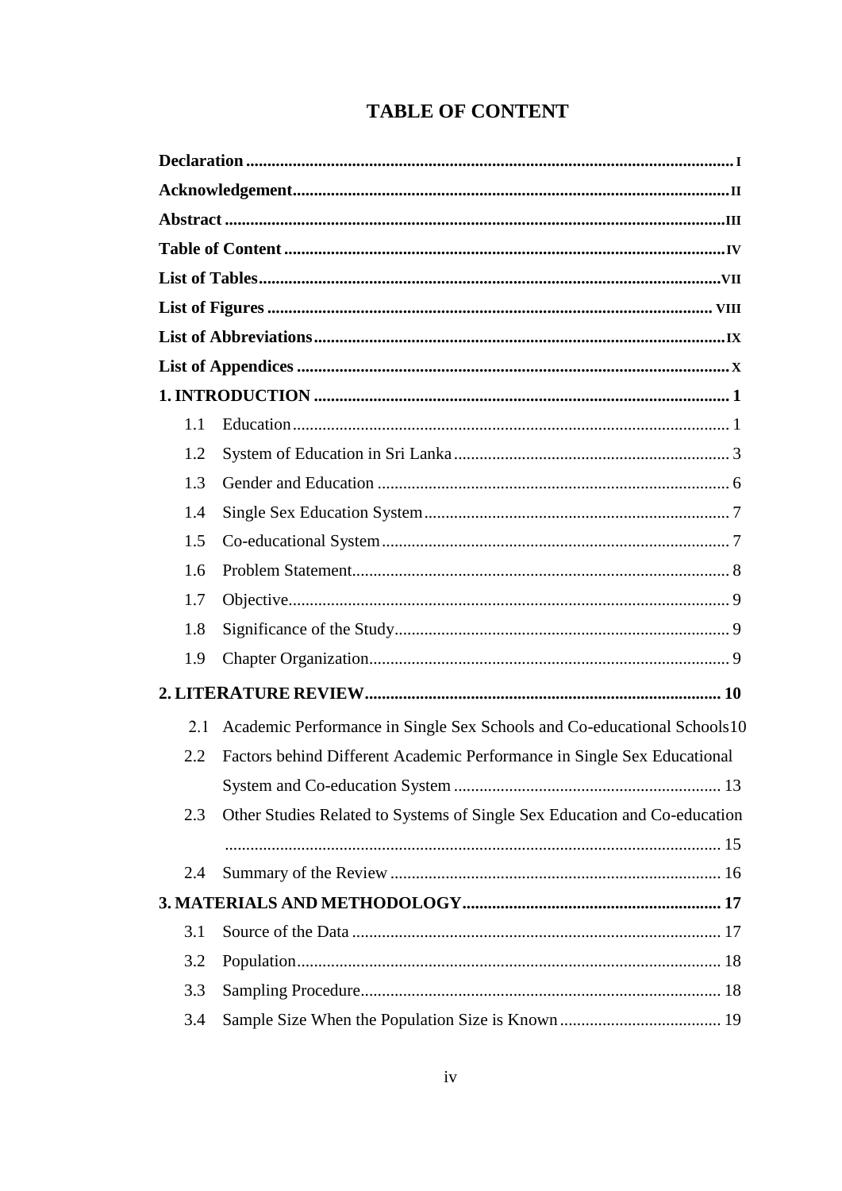# TABLE OF CONTENT

**Declaration** .................................................................................................................. I

**Acknowledgement** ..................................................................................................... II

**Abstract** ..................................................................................................................... III

**Table of Content** ....................................................................................................... IV

**List of Tables** ........................................................................................................... VII

**List of Figures** ........................................................................................................ VIII

**List of Abbreviations** ............................................................................................... IX

**List of Appendices** ..................................................................................................... X

**1. INTRODUCTION** ................................................................................................. 1

- 1.1 Education ...................................................................................................... 1
- 1.2 System of Education in Sri Lanka ................................................................. 3
- 1.3 Gender and Education ................................................................................... 6
- 1.4 Single Sex Education System ....................................................................... 7
- 1.5 Co-educational System .................................................................................. 7
- 1.6 Problem Statement ........................................................................................ 8
- 1.7 Objective ........................................................................................................ 9
- 1.8 Significance of the Study .............................................................................. 9
- 1.9 Chapter Organization .................................................................................... 9

**2. LITERATURE REVIEW** ...................................................................................... 10

- 2.1 Academic Performance in Single Sex Schools and Co-educational Schools 10
- 2.2 Factors behind Different Academic Performance in Single Sex Educational System and Co-education System ............................................................... 13
- 2.3 Other Studies Related to Systems of Single Sex Education and Co-education ................................................................................................................... 15
- 2.4 Summary of the Review .............................................................................. 16

**3. MATERIALS AND METHODOLOGY** .............................................................. 17

- 3.1 Source of the Data ....................................................................................... 17
- 3.2 Population .................................................................................................... 18
- 3.3 Sampling Procedure ..................................................................................... 18
- 3.4 Sample Size When the Population Size is Known ...................................... 19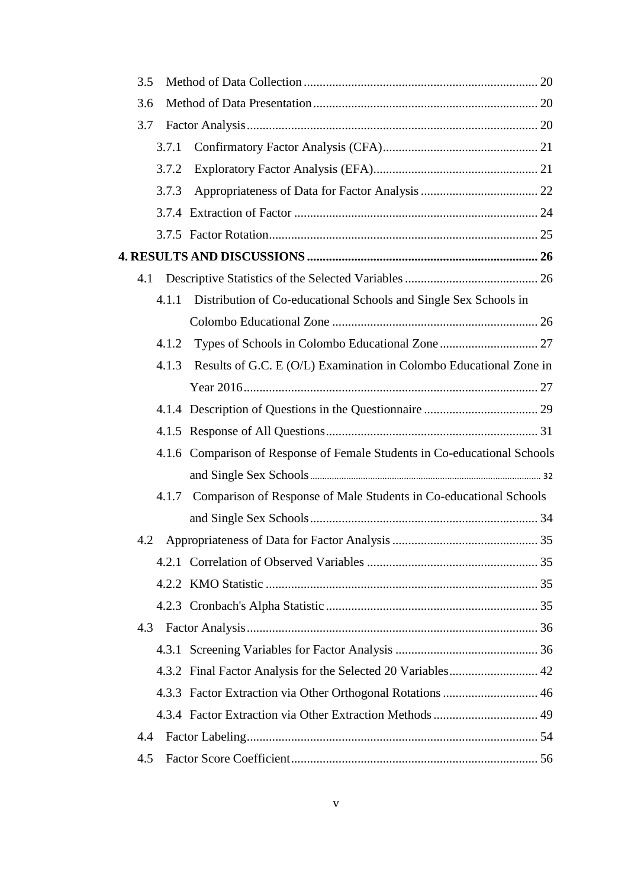3.5 Method of Data Collection ........................................................................ 20

3.6 Method of Data Presentation ...................................................................... 20

3.7 Factor Analysis ........................................................................................... 20

3.7.1 Confirmatory Factor Analysis (CFA) ................................................ 21

3.7.2 Exploratory Factor Analysis (EFA) ................................................... 21

3.7.3 Appropriateness of Data for Factor Analysis ..................................... 22

3.7.4 Extraction of Factor ............................................................................ 24

3.7.5 Factor Rotation .................................................................................... 25

**4. RESULTS AND DISCUSSIONS ........................................................................ 26**

4.1 Descriptive Statistics of the Selected Variables .......................................... 26

4.1.1 Distribution of Co-educational Schools and Single Sex Schools in Colombo Educational Zone ................................................................ 26

4.1.2 Types of Schools in Colombo Educational Zone ............................... 27

4.1.3 Results of G.C. E (O/L) Examination in Colombo Educational Zone in Year 2016 ............................................................................................ 27

4.1.4 Description of Questions in the Questionnaire .................................... 29

4.1.5 Response of All Questions .................................................................. 31

4.1.6 Comparison of Response of Female Students in Co-educational Schools and Single Sex Schools ............................................................................................ 32

4.1.7 Comparison of Response of Male Students in Co-educational Schools and Single Sex Schools ........................................................................ 34

4.2 Appropriateness of Data for Factor Analysis ............................................. 35

4.2.1 Correlation of Observed Variables ...................................................... 35

4.2.2 KMO Statistic ...................................................................................... 35

4.2.3 Cronbach's Alpha Statistic .................................................................. 35

4.3 Factor Analysis ........................................................................................... 36

4.3.1 Screening Variables for Factor Analysis ............................................. 36

4.3.2 Final Factor Analysis for the Selected 20 Variables ............................ 42

4.3.3 Factor Extraction via Other Orthogonal Rotations .............................. 46

4.3.4 Factor Extraction via Other Extraction Methods ................................. 49

4.4 Factor Labeling ........................................................................................... 54

4.5 Factor Score Coefficient ............................................................................. 56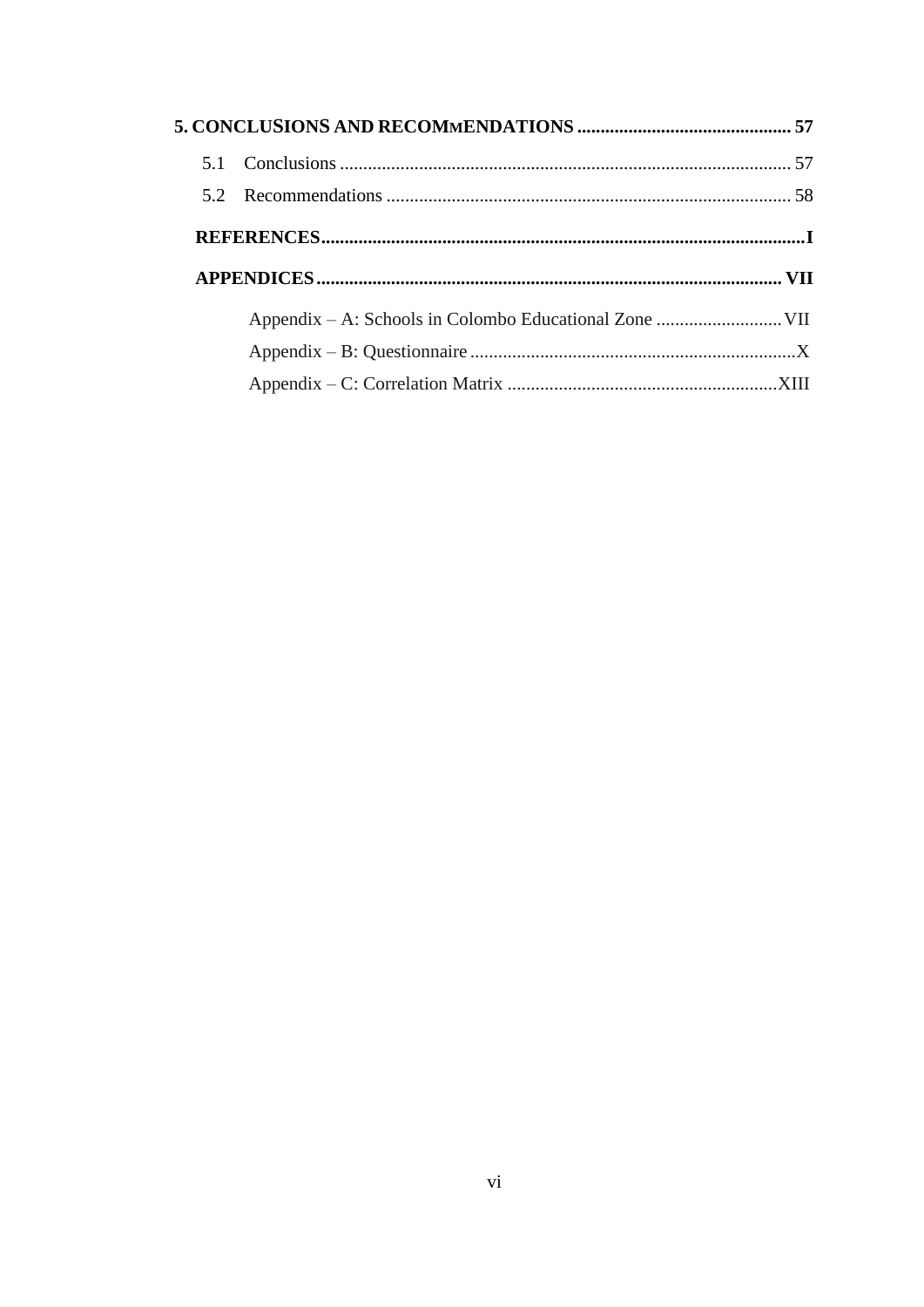**5. CONCLUSIONS AND RECOMMENDATIONS ............................................. 57**

5.1 Conclusions ................................................................................................ 57

5.2 Recommendations ...................................................................................... 58

**REFERENCES........................................................................................................I**

**APPENDICES ................................................................................................... VII**

Appendix – A: Schools in Colombo Educational Zone ........................... VII

Appendix – B: Questionnaire .......................................................................X

Appendix – C: Correlation Matrix ...........................................................XIII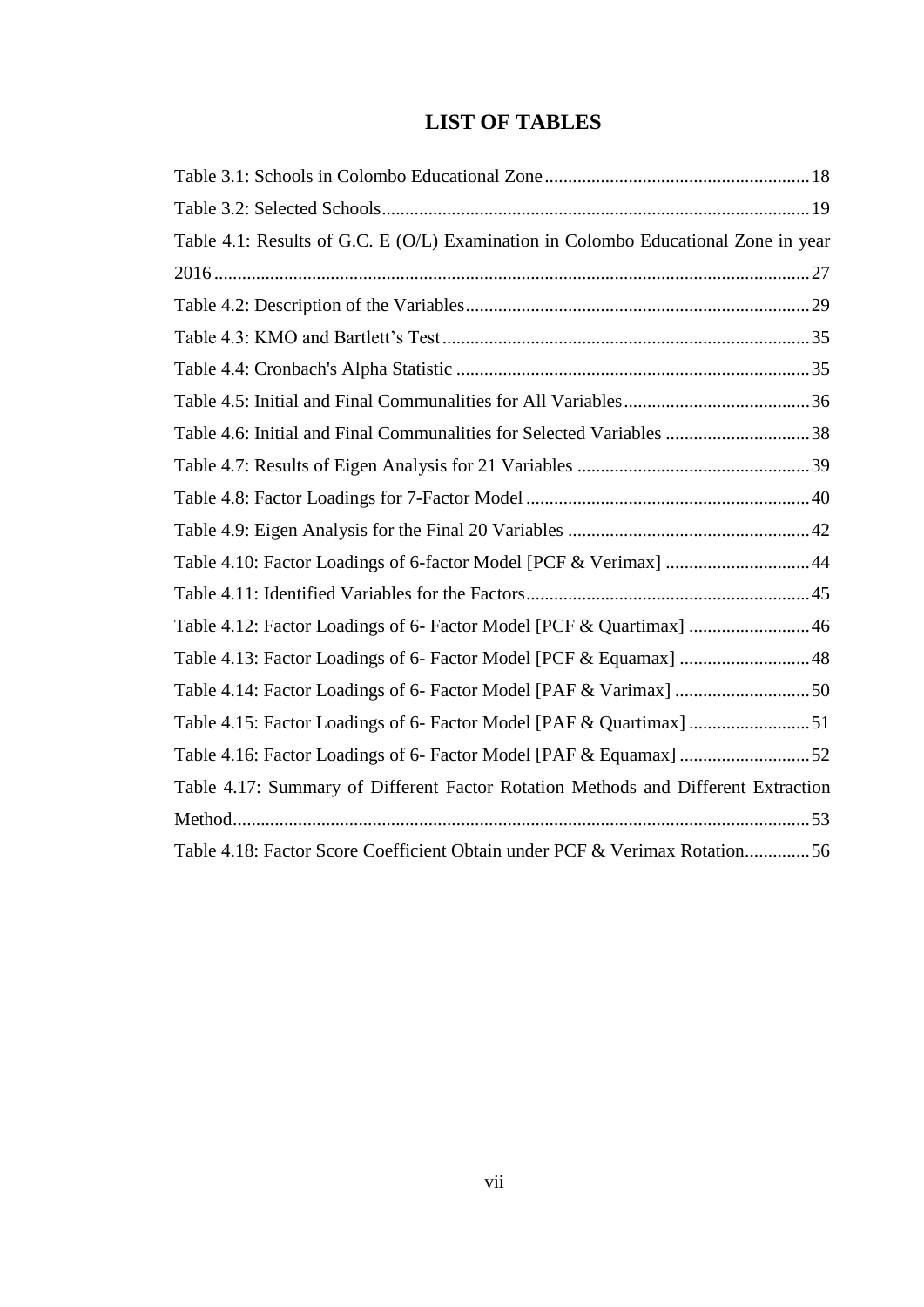# LIST OF TABLES

Table 3.1: Schools in Colombo Educational Zone ........................................................ 18

Table 3.2: Selected Schools ........................................................................................... 19

Table 4.1: Results of G.C. E (O/L) Examination in Colombo Educational Zone in year 2016 ............................................................................................................................... 27

Table 4.2: Description of the Variables ......................................................................... 29

Table 4.3: KMO and Bartlett's Test .............................................................................. 35

Table 4.4: Cronbach's Alpha Statistic ........................................................................... 35

Table 4.5: Initial and Final Communalities for All Variables ........................................ 36

Table 4.6: Initial and Final Communalities for Selected Variables ............................... 38

Table 4.7: Results of Eigen Analysis for 21 Variables ................................................. 39

Table 4.8: Factor Loadings for 7-Factor Model ............................................................ 40

Table 4.9: Eigen Analysis for the Final 20 Variables .................................................... 42

Table 4.10: Factor Loadings of 6-factor Model [PCF & Verimax] ............................... 44

Table 4.11: Identified Variables for the Factors ............................................................ 45

Table 4.12: Factor Loadings of 6- Factor Model [PCF & Quartimax] .......................... 46

Table 4.13: Factor Loadings of 6- Factor Model [PCF & Equamax] ............................ 48

Table 4.14: Factor Loadings of 6- Factor Model [PAF & Varimax] ............................. 50

Table 4.15: Factor Loadings of 6- Factor Model [PAF & Quartimax] .......................... 51

Table 4.16: Factor Loadings of 6- Factor Model [PAF & Equamax] ............................ 52

Table 4.17: Summary of Different Factor Rotation Methods and Different Extraction Method .......................................................................................................................... 53

Table 4.18: Factor Score Coefficient Obtain under PCF & Verimax Rotation .............. 56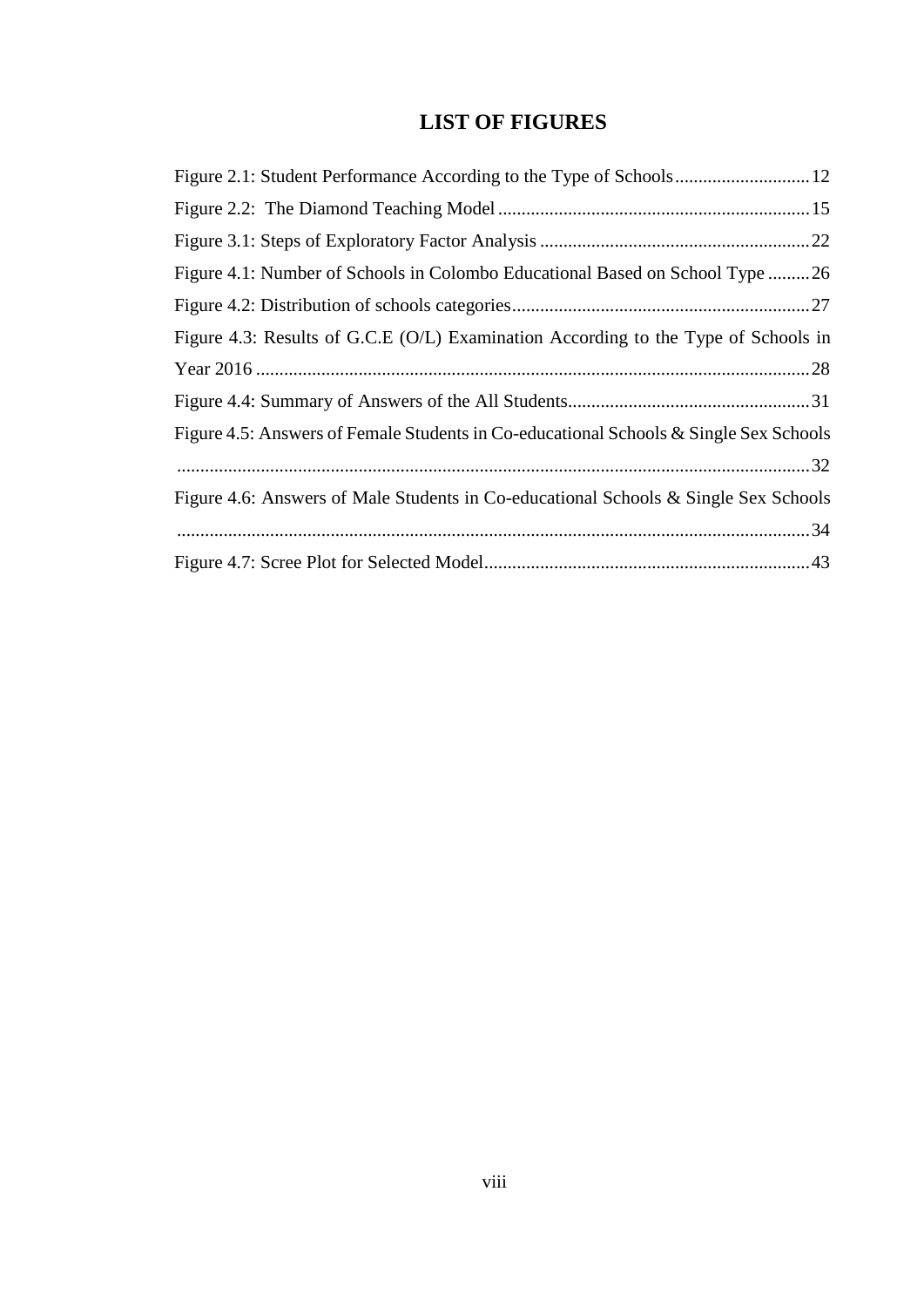# LIST OF FIGURES

Figure 2.1: Student Performance According to the Type of Schools ............................ 12

Figure 2.2: The Diamond Teaching Model ................................................................ 15

Figure 3.1: Steps of Exploratory Factor Analysis ........................................................ 22

Figure 4.1: Number of Schools in Colombo Educational Based on School Type ......... 26

Figure 4.2: Distribution of schools categories .............................................................. 27

Figure 4.3: Results of G.C.E (O/L) Examination According to the Type of Schools in Year 2016 ..................................................................................................................... 28

Figure 4.4: Summary of Answers of the All Students .................................................. 31

Figure 4.5: Answers of Female Students in Co-educational Schools & Single Sex Schools ..................................................................................................................................... 32

Figure 4.6: Answers of Male Students in Co-educational Schools & Single Sex Schools ..................................................................................................................................... 34

Figure 4.7: Scree Plot for Selected Model .................................................................... 43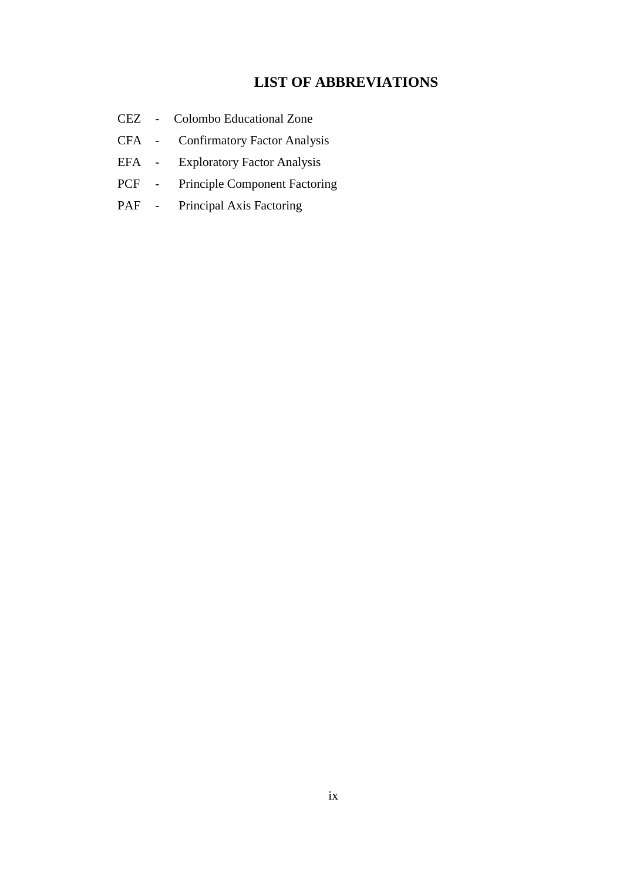# LIST OF ABBREVIATIONS

CEZ - Colombo Educational Zone

CFA - Confirmatory Factor Analysis

EFA - Exploratory Factor Analysis

PCF - Principle Component Factoring

PAF - Principal Axis Factoring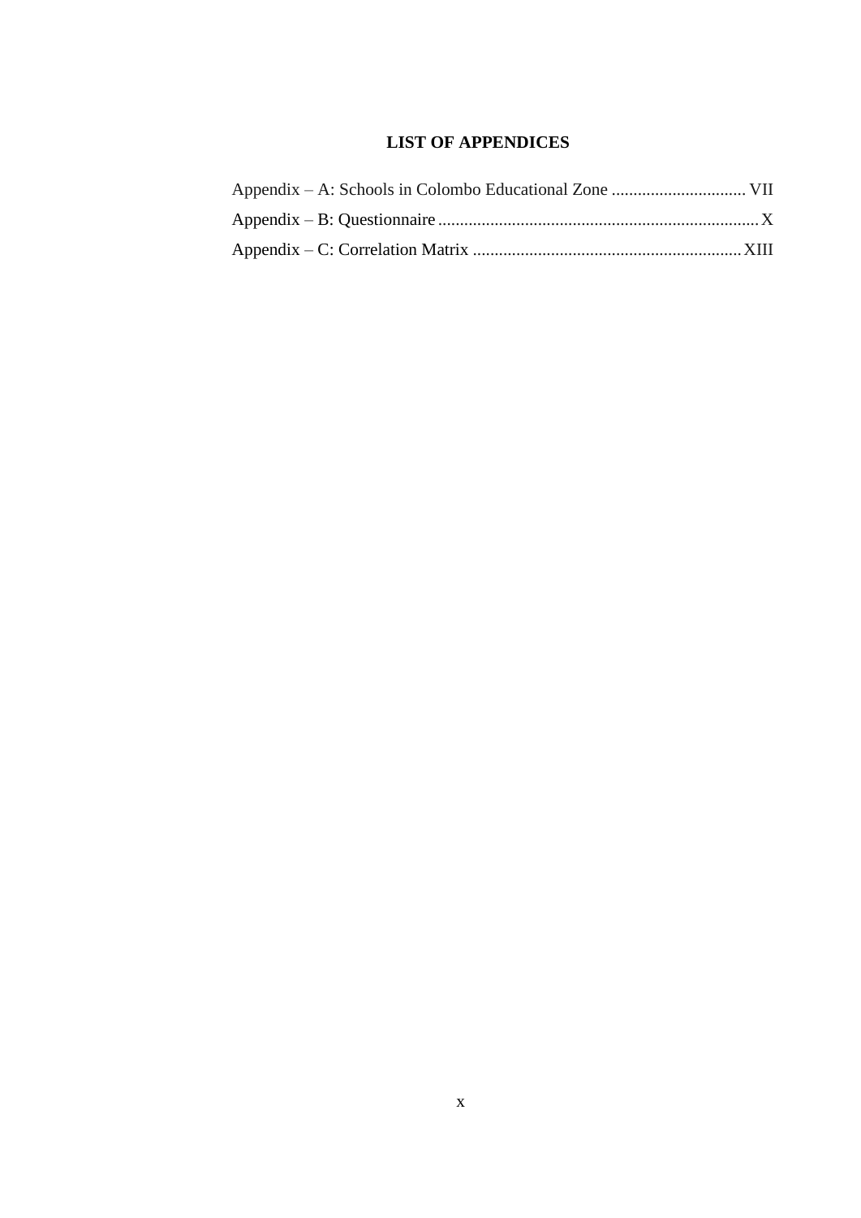# LIST OF APPENDICES

Appendix – A: Schools in Colombo Educational Zone ............................... VII

Appendix – B: Questionnaire .......................................................................... X

Appendix – C: Correlation Matrix .............................................................. XIII